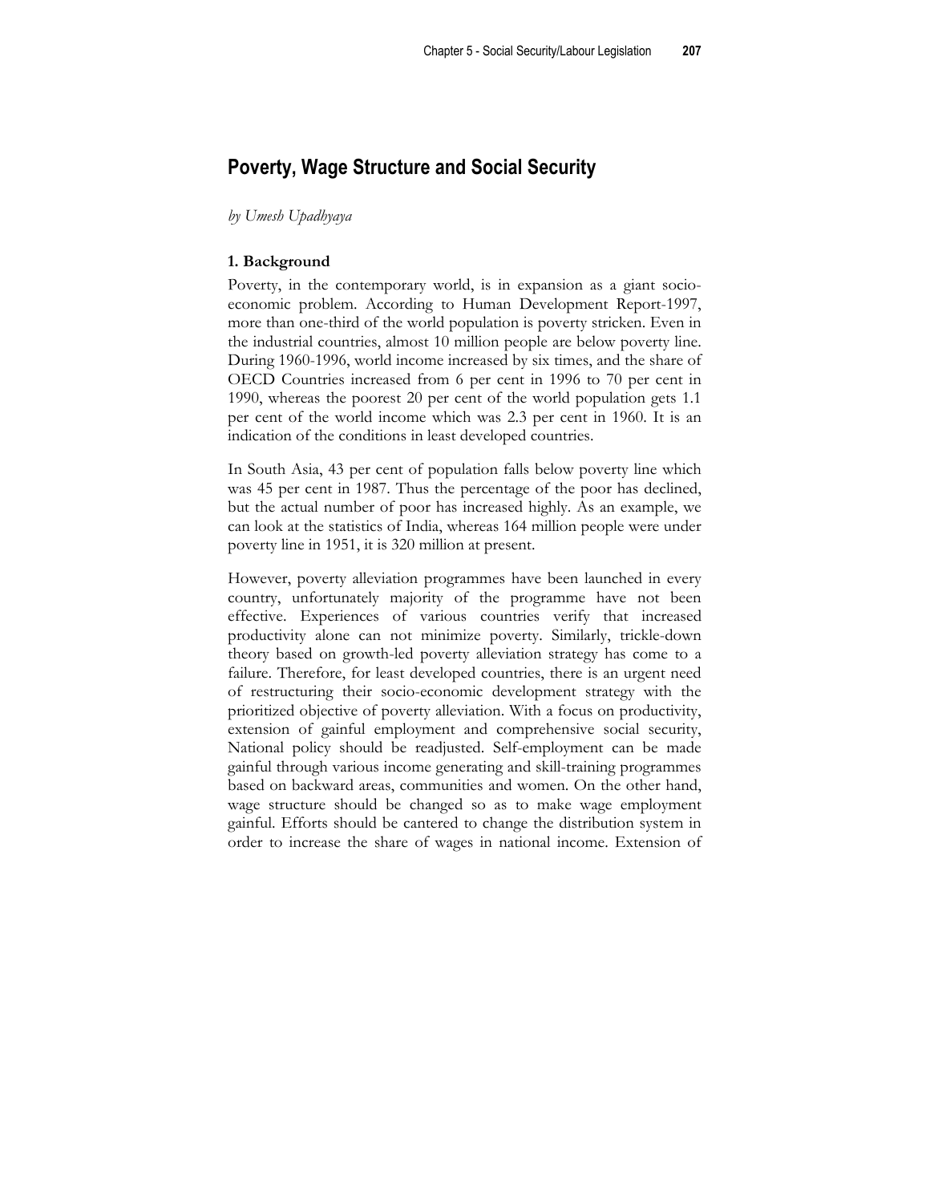# Poverty, Wage Structure and Social Security

*by Umesh Upadhyaya*

### 1. Background

Poverty, in the contemporary world, is in expansion as a giant socio-economic problem. According to Human Development Report-1997, more than one-third of the world population is poverty stricken. Even in the industrial countries, almost 10 million people are below poverty line. During 1960-1996, world income increased by six times, and the share of OECD Countries increased from 6 per cent in 1996 to 70 per cent in 1990, whereas the poorest 20 per cent of the world population gets 1.1 per cent of the world income which was 2.3 per cent in 1960. It is an indication of the conditions in least developed countries.

In South Asia, 43 per cent of population falls below poverty line which was 45 per cent in 1987. Thus the percentage of the poor has declined, but the actual number of poor has increased highly. As an example, we can look at the statistics of India, whereas 164 million people were under poverty line in 1951, it is 320 million at present.

However, poverty alleviation programmes have been launched in every country, unfortunately majority of the programme have not been effective. Experiences of various countries verify that increased productivity alone can not minimize poverty. Similarly, trickle-down theory based on growth-led poverty alleviation strategy has come to a failure. Therefore, for least developed countries, there is an urgent need of restructuring their socio-economic development strategy with the prioritized objective of poverty alleviation. With a focus on productivity, extension of gainful employment and comprehensive social security, National policy should be readjusted. Self-employment can be made gainful through various income generating and skill-training programmes based on backward areas, communities and women. On the other hand, wage structure should be changed so as to make wage employment gainful. Efforts should be cantered to change the distribution system in order to increase the share of wages in national income. Extension of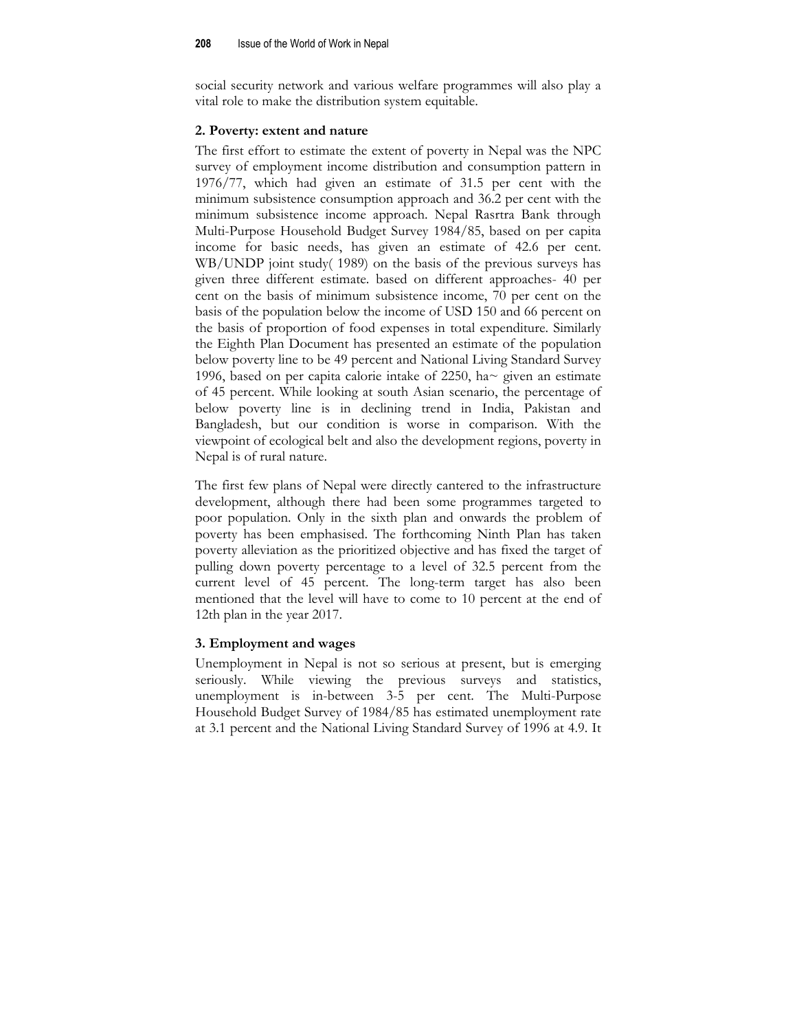social security network and various welfare programmes will also play a vital role to make the distribution system equitable.

### 2. Poverty: extent and nature

The first effort to estimate the extent of poverty in Nepal was the NPC survey of employment income distribution and consumption pattern in 1976/77, which had given an estimate of 31.5 per cent with the minimum subsistence consumption approach and 36.2 per cent with the minimum subsistence income approach. Nepal Rasrtra Bank through Multi-Purpose Household Budget Survey 1984/85, based on per capita income for basic needs, has given an estimate of 42.6 per cent. WB/UNDP joint study( 1989) on the basis of the previous surveys has given three different estimate. based on different approaches- 40 per cent on the basis of minimum subsistence income, 70 per cent on the basis of the population below the income of USD 150 and 66 percent on the basis of proportion of food expenses in total expenditure. Similarly the Eighth Plan Document has presented an estimate of the population below poverty line to be 49 percent and National Living Standard Survey 1996, based on per capita calorie intake of 2250, ha~ given an estimate of 45 percent. While looking at south Asian scenario, the percentage of below poverty line is in declining trend in India, Pakistan and Bangladesh, but our condition is worse in comparison. With the viewpoint of ecological belt and also the development regions, poverty in Nepal is of rural nature.

The first few plans of Nepal were directly cantered to the infrastructure development, although there had been some programmes targeted to poor population. Only in the sixth plan and onwards the problem of poverty has been emphasised. The forthcoming Ninth Plan has taken poverty alleviation as the prioritized objective and has fixed the target of pulling down poverty percentage to a level of 32.5 percent from the current level of 45 percent. The long-term target has also been mentioned that the level will have to come to 10 percent at the end of 12th plan in the year 2017.

### 3. Employment and wages

Unemployment in Nepal is not so serious at present, but is emerging seriously. While viewing the previous surveys and statistics, unemployment is in-between 3-5 per cent. The Multi-Purpose Household Budget Survey of 1984/85 has estimated unemployment rate at 3.1 percent and the National Living Standard Survey of 1996 at 4.9. It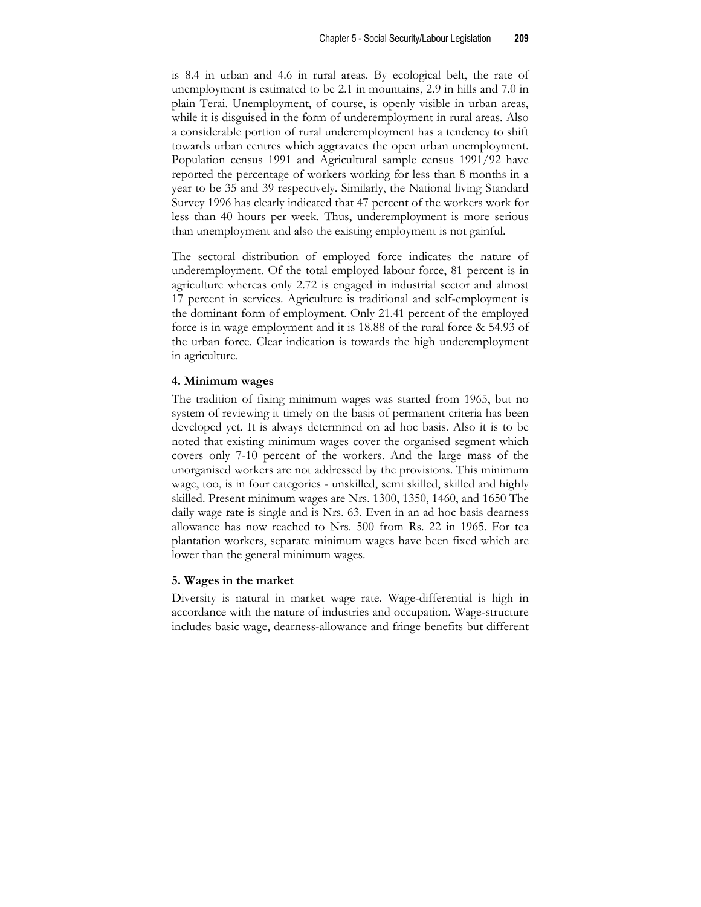is 8.4 in urban and 4.6 in rural areas. By ecological belt, the rate of unemployment is estimated to be 2.1 in mountains, 2.9 in hills and 7.0 in plain Terai. Unemployment, of course, is openly visible in urban areas, while it is disguised in the form of underemployment in rural areas. Also a considerable portion of rural underemployment has a tendency to shift towards urban centres which aggravates the open urban unemployment. Population census 1991 and Agricultural sample census 1991/92 have reported the percentage of workers working for less than 8 months in a year to be 35 and 39 respectively. Similarly, the National living Standard Survey 1996 has clearly indicated that 47 percent of the workers work for less than 40 hours per week. Thus, underemployment is more serious than unemployment and also the existing employment is not gainful.

The sectoral distribution of employed force indicates the nature of underemployment. Of the total employed labour force, 81 percent is in agriculture whereas only 2.72 is engaged in industrial sector and almost 17 percent in services. Agriculture is traditional and self-employment is the dominant form of employment. Only 21.41 percent of the employed force is in wage employment and it is 18.88 of the rural force & 54.93 of the urban force. Clear indication is towards the high underemployment in agriculture.

### 4. Minimum wages

The tradition of fixing minimum wages was started from 1965, but no system of reviewing it timely on the basis of permanent criteria has been developed yet. It is always determined on ad hoc basis. Also it is to be noted that existing minimum wages cover the organised segment which covers only 7-10 percent of the workers. And the large mass of the unorganised workers are not addressed by the provisions. This minimum wage, too, is in four categories - unskilled, semi skilled, skilled and highly skilled. Present minimum wages are Nrs. 1300, 1350, 1460, and 1650 The daily wage rate is single and is Nrs. 63. Even in an ad hoc basis dearness allowance has now reached to Nrs. 500 from Rs. 22 in 1965. For tea plantation workers, separate minimum wages have been fixed which are lower than the general minimum wages.

### 5. Wages in the market

Diversity is natural in market wage rate. Wage-differential is high in accordance with the nature of industries and occupation. Wage-structure includes basic wage, dearness-allowance and fringe benefits but different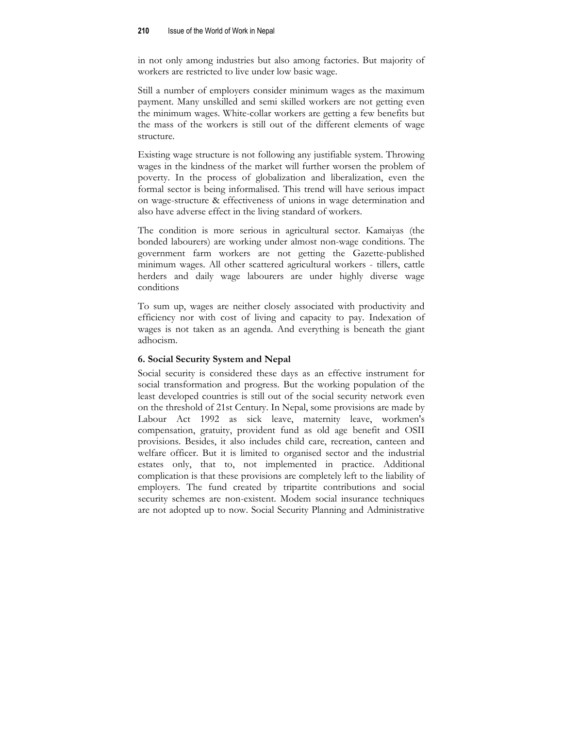in not only among industries but also among factories. But majority of workers are restricted to live under low basic wage.

Still a number of employers consider minimum wages as the maximum payment. Many unskilled and semi skilled workers are not getting even the minimum wages. White-collar workers are getting a few benefits but the mass of the workers is still out of the different elements of wage structure.

Existing wage structure is not following any justifiable system. Throwing wages in the kindness of the market will further worsen the problem of poverty. In the process of globalization and liberalization, even the formal sector is being informalised. This trend will have serious impact on wage-structure & effectiveness of unions in wage determination and also have adverse effect in the living standard of workers.

The condition is more serious in agricultural sector. Kamaiyas (the bonded labourers) are working under almost non-wage conditions. The government farm workers are not getting the Gazette-published minimum wages. All other scattered agricultural workers - tillers, cattle herders and daily wage labourers are under highly diverse wage conditions

To sum up, wages are neither closely associated with productivity and efficiency nor with cost of living and capacity to pay. Indexation of wages is not taken as an agenda. And everything is beneath the giant adhocism.

### 6. Social Security System and Nepal

Social security is considered these days as an effective instrument for social transformation and progress. But the working population of the least developed countries is still out of the social security network even on the threshold of 21st Century. In Nepal, some provisions are made by Labour Act 1992 as sick leave, maternity leave, workmen's compensation, gratuity, provident fund as old age benefit and OSII provisions. Besides, it also includes child care, recreation, canteen and welfare officer. But it is limited to organised sector and the industrial estates only, that to, not implemented in practice. Additional complication is that these provisions are completely left to the liability of employers. The fund created by tripartite contributions and social security schemes are non-existent. Modem social insurance techniques are not adopted up to now. Social Security Planning and Administrative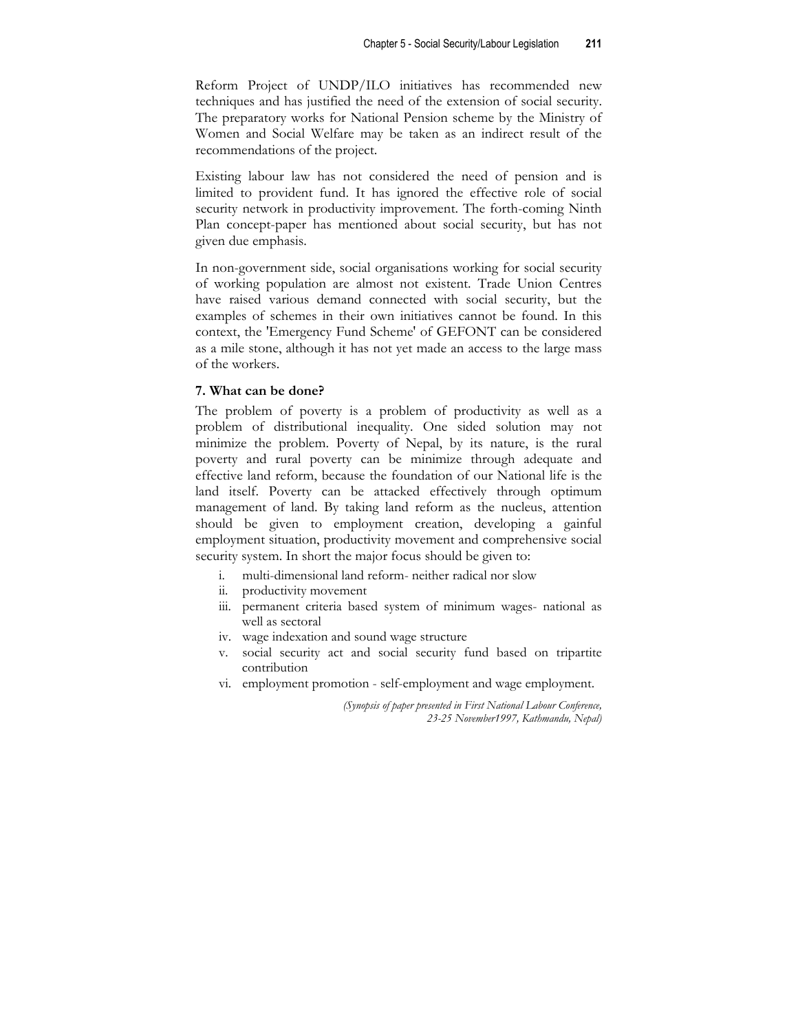Reform Project of UNDP/ILO initiatives has recommended new techniques and has justified the need of the extension of social security. The preparatory works for National Pension scheme by the Ministry of Women and Social Welfare may be taken as an indirect result of the recommendations of the project.

Existing labour law has not considered the need of pension and is limited to provident fund. It has ignored the effective role of social security network in productivity improvement. The forth-coming Ninth Plan concept-paper has mentioned about social security, but has not given due emphasis.

In non-government side, social organisations working for social security of working population are almost not existent. Trade Union Centres have raised various demand connected with social security, but the examples of schemes in their own initiatives cannot be found. In this context, the 'Emergency Fund Scheme' of GEFONT can be considered as a mile stone, although it has not yet made an access to the large mass of the workers.

### 7. What can be done?

The problem of poverty is a problem of productivity as well as a problem of distributional inequality. One sided solution may not minimize the problem. Poverty of Nepal, by its nature, is the rural poverty and rural poverty can be minimize through adequate and effective land reform, because the foundation of our National life is the land itself. Poverty can be attacked effectively through optimum management of land. By taking land reform as the nucleus, attention should be given to employment creation, developing a gainful employment situation, productivity movement and comprehensive social security system. In short the major focus should be given to:

i. multi-dimensional land reform- neither radical nor slow
ii. productivity movement
iii. permanent criteria based system of minimum wages- national as well as sectoral
iv. wage indexation and sound wage structure
v. social security act and social security fund based on tripartite contribution
vi. employment promotion - self-employment and wage employment.

*(Synopsis of paper presented in First National Labour Conference, 23-25 November1997, Kathmandu, Nepal)*